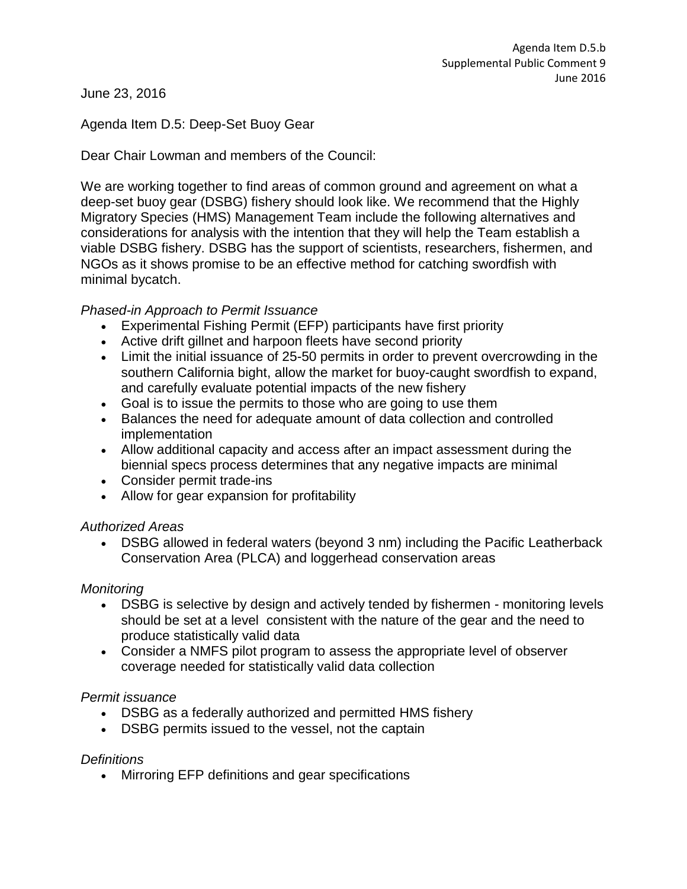Agenda Item D.5.b
Supplemental Public Comment 9
June 2016

June 23, 2016

Agenda Item D.5: Deep-Set Buoy Gear

Dear Chair Lowman and members of the Council:

We are working together to find areas of common ground and agreement on what a deep-set buoy gear (DSBG) fishery should look like. We recommend that the Highly Migratory Species (HMS) Management Team include the following alternatives and considerations for analysis with the intention that they will help the Team establish a viable DSBG fishery. DSBG has the support of scientists, researchers, fishermen, and NGOs as it shows promise to be an effective method for catching swordfish with minimal bycatch.

*Phased-in Approach to Permit Issuance*

- Experimental Fishing Permit (EFP) participants have first priority
- Active drift gillnet and harpoon fleets have second priority
- Limit the initial issuance of 25-50 permits in order to prevent overcrowding in the southern California bight, allow the market for buoy-caught swordfish to expand, and carefully evaluate potential impacts of the new fishery
- Goal is to issue the permits to those who are going to use them
- Balances the need for adequate amount of data collection and controlled implementation
- Allow additional capacity and access after an impact assessment during the biennial specs process determines that any negative impacts are minimal
- Consider permit trade-ins
- Allow for gear expansion for profitability

*Authorized Areas*

- DSBG allowed in federal waters (beyond 3 nm) including the Pacific Leatherback Conservation Area (PLCA) and loggerhead conservation areas

*Monitoring*

- DSBG is selective by design and actively tended by fishermen - monitoring levels should be set at a level consistent with the nature of the gear and the need to produce statistically valid data
- Consider a NMFS pilot program to assess the appropriate level of observer coverage needed for statistically valid data collection

*Permit issuance*

- DSBG as a federally authorized and permitted HMS fishery
- DSBG permits issued to the vessel, not the captain

*Definitions*

- Mirroring EFP definitions and gear specifications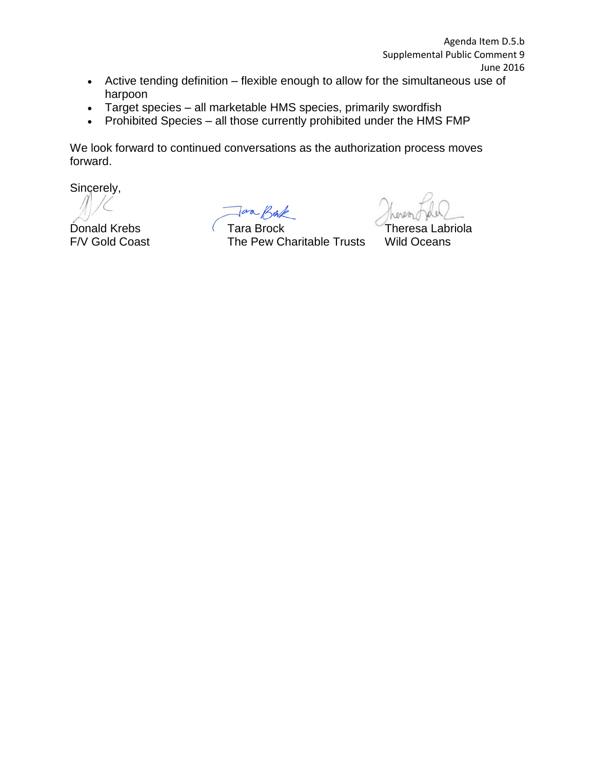- Active tending definition – flexible enough to allow for the simultaneous use of harpoon
- Target species – all marketable HMS species, primarily swordfish
- Prohibited Species – all those currently prohibited under the HMS FMP

We look forward to continued conversations as the authorization process moves forward.

Sincerely,

| | | |
|---|---|---|
| Donald Krebs | Tara Brock | Theresa Labriola |
| F/V Gold Coast | The Pew Charitable Trusts | Wild Oceans |